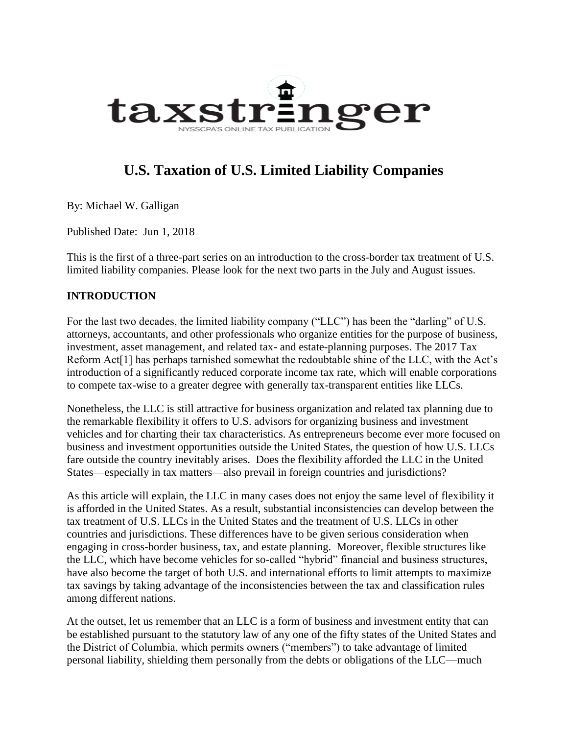taxstringer

NYSSCPA'S ONLINE TAX PUBLICATION

# U.S. Taxation of U.S. Limited Liability Companies

By: Michael W. Galligan

Published Date: Jun 1, 2018

This is the first of a three-part series on an introduction to the cross-border tax treatment of U.S. limited liability companies. Please look for the next two parts in the July and August issues.

## INTRODUCTION

For the last two decades, the limited liability company ("LLC") has been the "darling" of U.S. attorneys, accountants, and other professionals who organize entities for the purpose of business, investment, asset management, and related tax- and estate-planning purposes. The 2017 Tax Reform Act[1] has perhaps tarnished somewhat the redoubtable shine of the LLC, with the Act's introduction of a significantly reduced corporate income tax rate, which will enable corporations to compete tax-wise to a greater degree with generally tax-transparent entities like LLCs.

Nonetheless, the LLC is still attractive for business organization and related tax planning due to the remarkable flexibility it offers to U.S. advisors for organizing business and investment vehicles and for charting their tax characteristics. As entrepreneurs become ever more focused on business and investment opportunities outside the United States, the question of how U.S. LLCs fare outside the country inevitably arises. Does the flexibility afforded the LLC in the United States—especially in tax matters—also prevail in foreign countries and jurisdictions?

As this article will explain, the LLC in many cases does not enjoy the same level of flexibility it is afforded in the United States. As a result, substantial inconsistencies can develop between the tax treatment of U.S. LLCs in the United States and the treatment of U.S. LLCs in other countries and jurisdictions. These differences have to be given serious consideration when engaging in cross-border business, tax, and estate planning. Moreover, flexible structures like the LLC, which have become vehicles for so-called "hybrid" financial and business structures, have also become the target of both U.S. and international efforts to limit attempts to maximize tax savings by taking advantage of the inconsistencies between the tax and classification rules among different nations.

At the outset, let us remember that an LLC is a form of business and investment entity that can be established pursuant to the statutory law of any one of the fifty states of the United States and the District of Columbia, which permits owners ("members") to take advantage of limited personal liability, shielding them personally from the debts or obligations of the LLC—much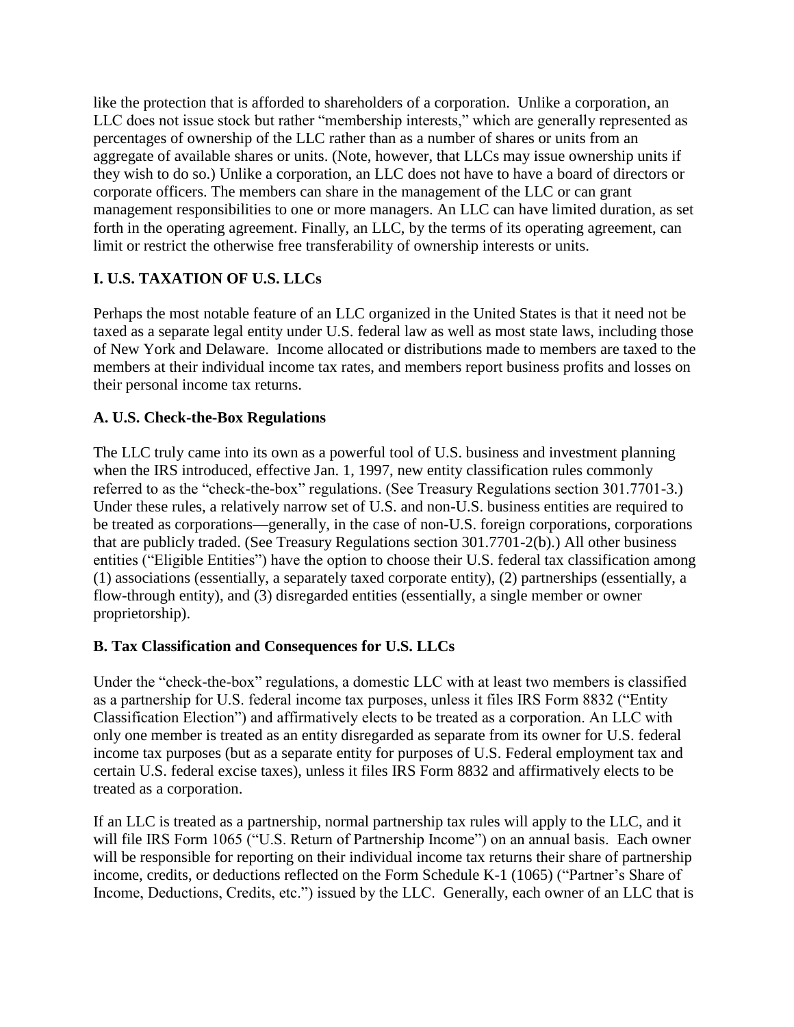like the protection that is afforded to shareholders of a corporation. Unlike a corporation, an LLC does not issue stock but rather "membership interests," which are generally represented as percentages of ownership of the LLC rather than as a number of shares or units from an aggregate of available shares or units. (Note, however, that LLCs may issue ownership units if they wish to do so.) Unlike a corporation, an LLC does not have to have a board of directors or corporate officers. The members can share in the management of the LLC or can grant management responsibilities to one or more managers. An LLC can have limited duration, as set forth in the operating agreement. Finally, an LLC, by the terms of its operating agreement, can limit or restrict the otherwise free transferability of ownership interests or units.

## I. U.S. TAXATION OF U.S. LLCs

Perhaps the most notable feature of an LLC organized in the United States is that it need not be taxed as a separate legal entity under U.S. federal law as well as most state laws, including those of New York and Delaware. Income allocated or distributions made to members are taxed to the members at their individual income tax rates, and members report business profits and losses on their personal income tax returns.

### A. U.S. Check-the-Box Regulations

The LLC truly came into its own as a powerful tool of U.S. business and investment planning when the IRS introduced, effective Jan. 1, 1997, new entity classification rules commonly referred to as the "check-the-box" regulations. (See Treasury Regulations section 301.7701-3.) Under these rules, a relatively narrow set of U.S. and non-U.S. business entities are required to be treated as corporations—generally, in the case of non-U.S. foreign corporations, corporations that are publicly traded. (See Treasury Regulations section 301.7701-2(b).) All other business entities ("Eligible Entities") have the option to choose their U.S. federal tax classification among (1) associations (essentially, a separately taxed corporate entity), (2) partnerships (essentially, a flow-through entity), and (3) disregarded entities (essentially, a single member or owner proprietorship).

### B. Tax Classification and Consequences for U.S. LLCs

Under the "check-the-box" regulations, a domestic LLC with at least two members is classified as a partnership for U.S. federal income tax purposes, unless it files IRS Form 8832 ("Entity Classification Election") and affirmatively elects to be treated as a corporation. An LLC with only one member is treated as an entity disregarded as separate from its owner for U.S. federal income tax purposes (but as a separate entity for purposes of U.S. Federal employment tax and certain U.S. federal excise taxes), unless it files IRS Form 8832 and affirmatively elects to be treated as a corporation.

If an LLC is treated as a partnership, normal partnership tax rules will apply to the LLC, and it will file IRS Form 1065 ("U.S. Return of Partnership Income") on an annual basis. Each owner will be responsible for reporting on their individual income tax returns their share of partnership income, credits, or deductions reflected on the Form Schedule K-1 (1065) ("Partner's Share of Income, Deductions, Credits, etc.") issued by the LLC. Generally, each owner of an LLC that is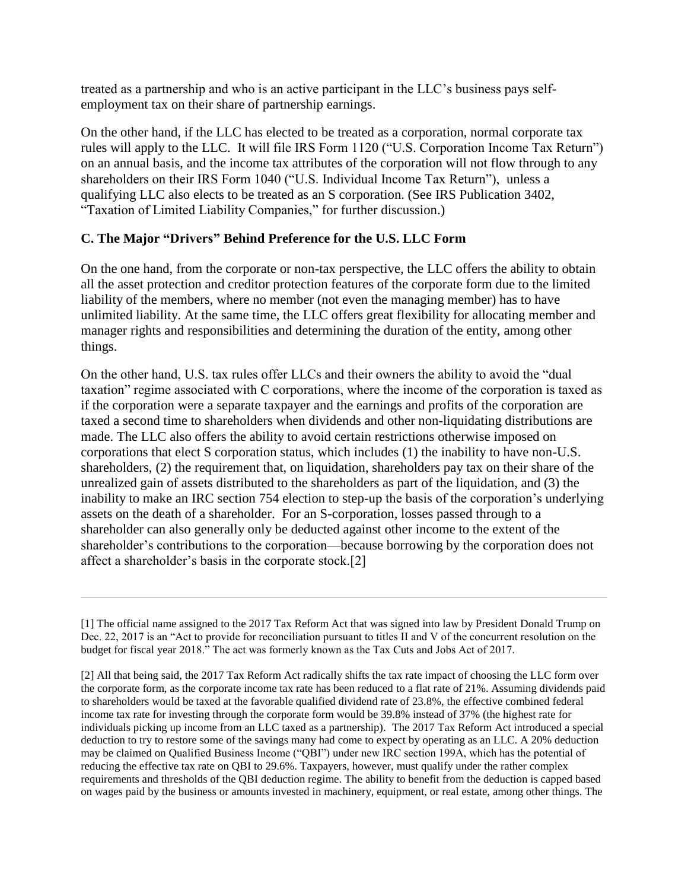treated as a partnership and who is an active participant in the LLC's business pays self-employment tax on their share of partnership earnings.

On the other hand, if the LLC has elected to be treated as a corporation, normal corporate tax rules will apply to the LLC. It will file IRS Form 1120 ("U.S. Corporation Income Tax Return") on an annual basis, and the income tax attributes of the corporation will not flow through to any shareholders on their IRS Form 1040 ("U.S. Individual Income Tax Return"), unless a qualifying LLC also elects to be treated as an S corporation. (See IRS Publication 3402, "Taxation of Limited Liability Companies," for further discussion.)

### C. The Major "Drivers" Behind Preference for the U.S. LLC Form

On the one hand, from the corporate or non-tax perspective, the LLC offers the ability to obtain all the asset protection and creditor protection features of the corporate form due to the limited liability of the members, where no member (not even the managing member) has to have unlimited liability. At the same time, the LLC offers great flexibility for allocating member and manager rights and responsibilities and determining the duration of the entity, among other things.

On the other hand, U.S. tax rules offer LLCs and their owners the ability to avoid the "dual taxation" regime associated with C corporations, where the income of the corporation is taxed as if the corporation were a separate taxpayer and the earnings and profits of the corporation are taxed a second time to shareholders when dividends and other non-liquidating distributions are made. The LLC also offers the ability to avoid certain restrictions otherwise imposed on corporations that elect S corporation status, which includes (1) the inability to have non-U.S. shareholders, (2) the requirement that, on liquidation, shareholders pay tax on their share of the unrealized gain of assets distributed to the shareholders as part of the liquidation, and (3) the inability to make an IRC section 754 election to step-up the basis of the corporation's underlying assets on the death of a shareholder. For an S-corporation, losses passed through to a shareholder can also generally only be deducted against other income to the extent of the shareholder's contributions to the corporation—because borrowing by the corporation does not affect a shareholder's basis in the corporate stock.[2]

---

[1] The official name assigned to the 2017 Tax Reform Act that was signed into law by President Donald Trump on Dec. 22, 2017 is an "Act to provide for reconciliation pursuant to titles II and V of the concurrent resolution on the budget for fiscal year 2018." The act was formerly known as the Tax Cuts and Jobs Act of 2017.

[2] All that being said, the 2017 Tax Reform Act radically shifts the tax rate impact of choosing the LLC form over the corporate form, as the corporate income tax rate has been reduced to a flat rate of 21%. Assuming dividends paid to shareholders would be taxed at the favorable qualified dividend rate of 23.8%, the effective combined federal income tax rate for investing through the corporate form would be 39.8% instead of 37% (the highest rate for individuals picking up income from an LLC taxed as a partnership). The 2017 Tax Reform Act introduced a special deduction to try to restore some of the savings many had come to expect by operating as an LLC. A 20% deduction may be claimed on Qualified Business Income ("QBI") under new IRC section 199A, which has the potential of reducing the effective tax rate on QBI to 29.6%. Taxpayers, however, must qualify under the rather complex requirements and thresholds of the QBI deduction regime. The ability to benefit from the deduction is capped based on wages paid by the business or amounts invested in machinery, equipment, or real estate, among other things. The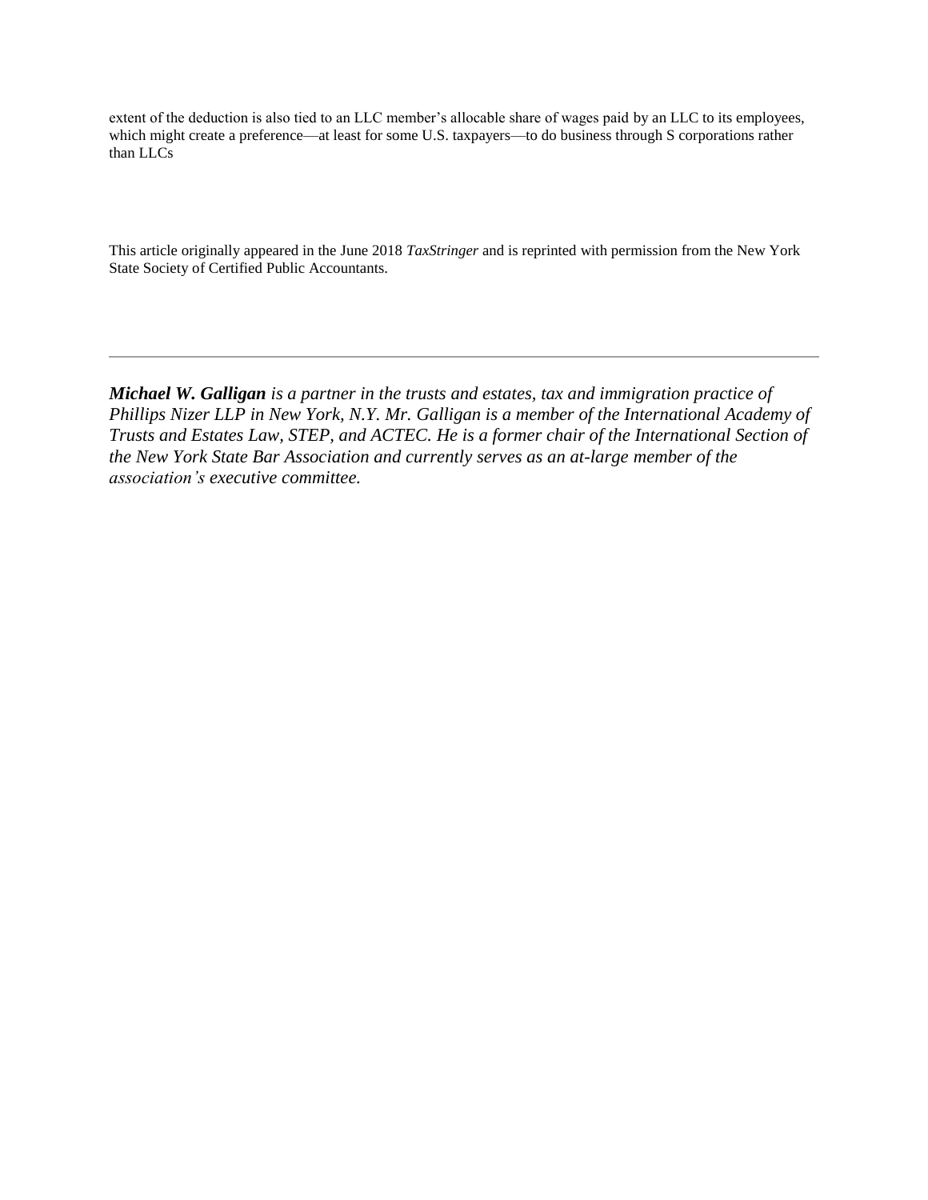extent of the deduction is also tied to an LLC member's allocable share of wages paid by an LLC to its employees, which might create a preference—at least for some U.S. taxpayers—to do business through S corporations rather than LLCs

This article originally appeared in the June 2018 *TaxStringer* and is reprinted with permission from the New York State Society of Certified Public Accountants.

---

***Michael W. Galligan*** *is a partner in the trusts and estates, tax and immigration practice of Phillips Nizer LLP in New York, N.Y. Mr. Galligan is a member of the International Academy of Trusts and Estates Law, STEP, and ACTEC. He is a former chair of the International Section of the New York State Bar Association and currently serves as an at-large member of the association's executive committee.*